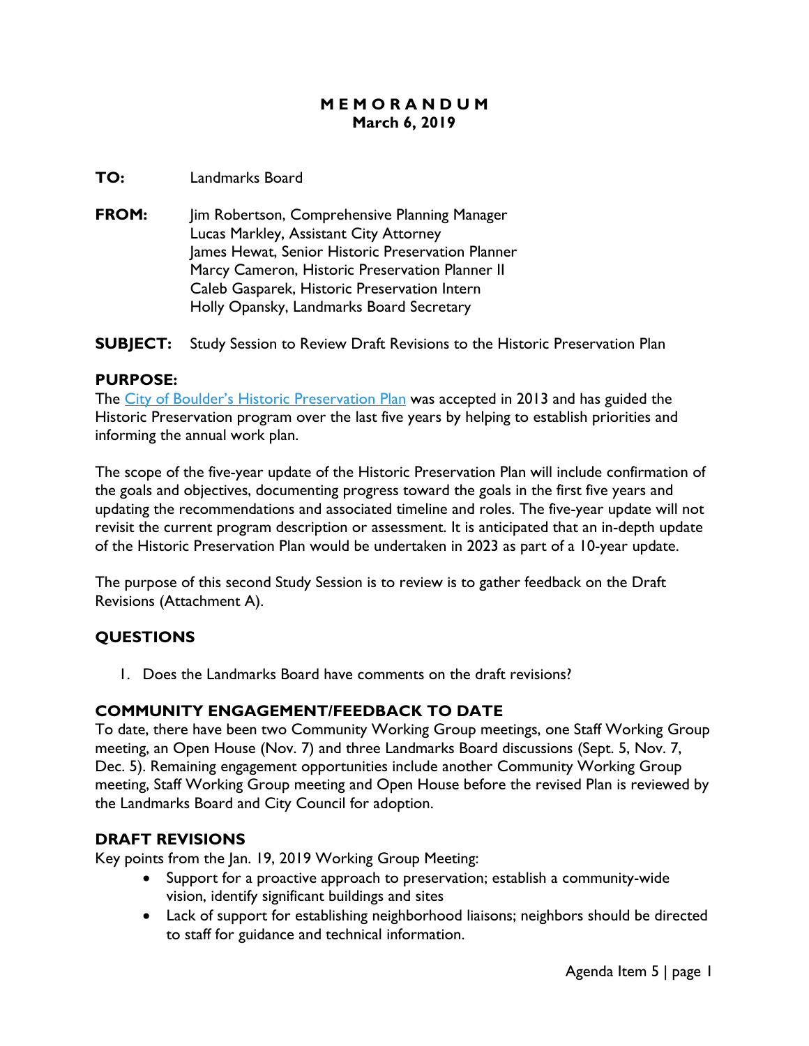# MEMORANDUM

**March 6, 2019**

**TO:** Landmarks Board

**FROM:** Jim Robertson, Comprehensive Planning Manager
Lucas Markley, Assistant City Attorney
James Hewat, Senior Historic Preservation Planner
Marcy Cameron, Historic Preservation Planner II
Caleb Gasparek, Historic Preservation Intern
Holly Opansky, Landmarks Board Secretary

**SUBJECT:** Study Session to Review Draft Revisions to the Historic Preservation Plan

## PURPOSE:

The City of Boulder's Historic Preservation Plan was accepted in 2013 and has guided the Historic Preservation program over the last five years by helping to establish priorities and informing the annual work plan.

The scope of the five-year update of the Historic Preservation Plan will include confirmation of the goals and objectives, documenting progress toward the goals in the first five years and updating the recommendations and associated timeline and roles. The five-year update will not revisit the current program description or assessment. It is anticipated that an in-depth update of the Historic Preservation Plan would be undertaken in 2023 as part of a 10-year update.

The purpose of this second Study Session to review is to gather feedback on the Draft Revisions (Attachment A).

## QUESTIONS

1. Does the Landmarks Board have comments on the draft revisions?

## COMMUNITY ENGAGEMENT/FEEDBACK TO DATE

To date, there have been two Community Working Group meetings, one Staff Working Group meeting, an Open House (Nov. 7) and three Landmarks Board discussions (Sept. 5, Nov. 7, Dec. 5). Remaining engagement opportunities include another Community Working Group meeting, Staff Working Group meeting and Open House before the revised Plan is reviewed by the Landmarks Board and City Council for adoption.

## DRAFT REVISIONS

Key points from the Jan. 19, 2019 Working Group Meeting:

- Support for a proactive approach to preservation; establish a community-wide vision, identify significant buildings and sites
- Lack of support for establishing neighborhood liaisons; neighbors should be directed to staff for guidance and technical information.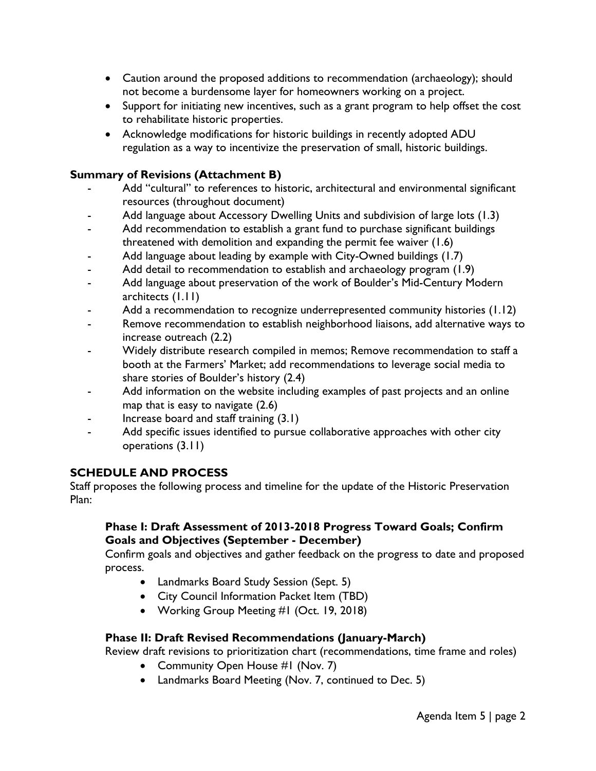- Caution around the proposed additions to recommendation (archaeology); should not become a burdensome layer for homeowners working on a project.
- Support for initiating new incentives, such as a grant program to help offset the cost to rehabilitate historic properties.
- Acknowledge modifications for historic buildings in recently adopted ADU regulation as a way to incentivize the preservation of small, historic buildings.

**Summary of Revisions (Attachment B)**

- Add "cultural" to references to historic, architectural and environmental significant resources (throughout document)
- Add language about Accessory Dwelling Units and subdivision of large lots (1.3)
- Add recommendation to establish a grant fund to purchase significant buildings threatened with demolition and expanding the permit fee waiver (1.6)
- Add language about leading by example with City-Owned buildings (1.7)
- Add detail to recommendation to establish and archaeology program (1.9)
- Add language about preservation of the work of Boulder's Mid-Century Modern architects (1.11)
- Add a recommendation to recognize underrepresented community histories (1.12)
- Remove recommendation to establish neighborhood liaisons, add alternative ways to increase outreach (2.2)
- Widely distribute research compiled in memos; Remove recommendation to staff a booth at the Farmers' Market; add recommendations to leverage social media to share stories of Boulder's history (2.4)
- Add information on the website including examples of past projects and an online map that is easy to navigate (2.6)
- Increase board and staff training (3.1)
- Add specific issues identified to pursue collaborative approaches with other city operations (3.11)

## SCHEDULE AND PROCESS

Staff proposes the following process and timeline for the update of the Historic Preservation Plan:

### Phase I: Draft Assessment of 2013-2018 Progress Toward Goals; Confirm Goals and Objectives (September - December)

Confirm goals and objectives and gather feedback on the progress to date and proposed process.

- Landmarks Board Study Session (Sept. 5)
- City Council Information Packet Item (TBD)
- Working Group Meeting #1 (Oct. 19, 2018)

### Phase II: Draft Revised Recommendations (January-March)

Review draft revisions to prioritization chart (recommendations, time frame and roles)

- Community Open House #1 (Nov. 7)
- Landmarks Board Meeting (Nov. 7, continued to Dec. 5)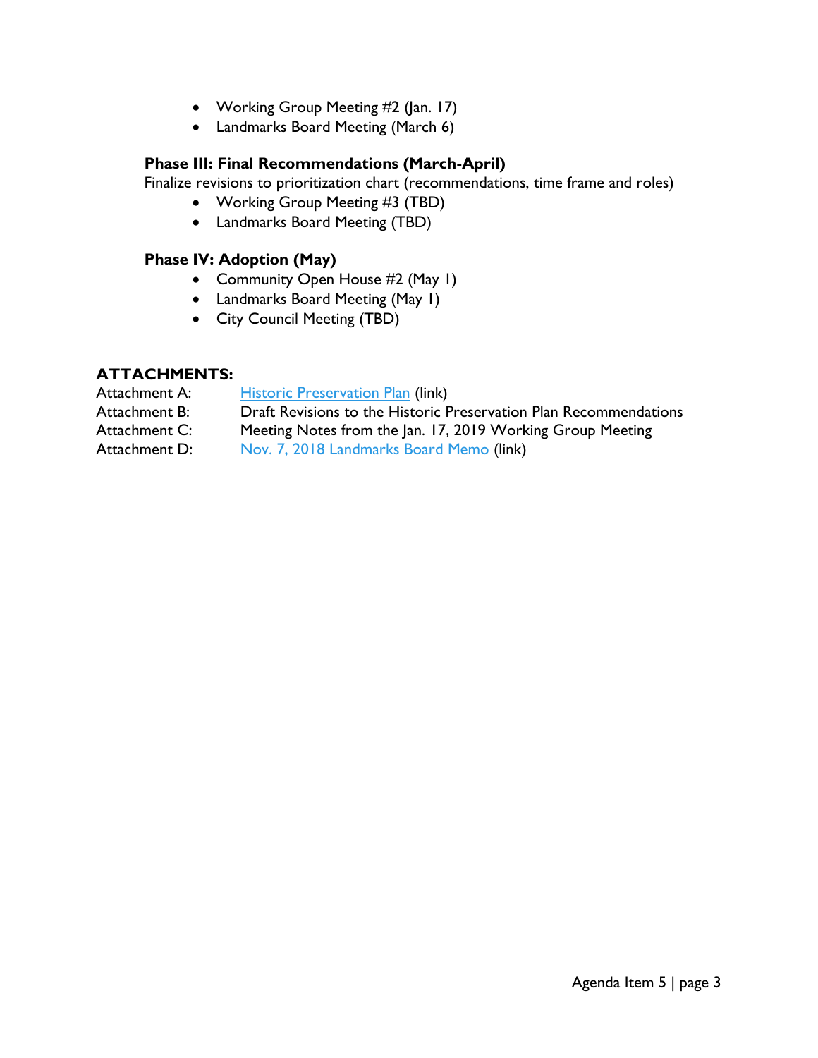- Working Group Meeting #2 (Jan. 17)
- Landmarks Board Meeting (March 6)

**Phase III: Final Recommendations (March-April)**
Finalize revisions to prioritization chart (recommendations, time frame and roles)

- Working Group Meeting #3 (TBD)
- Landmarks Board Meeting (TBD)

**Phase IV: Adoption (May)**

- Community Open House #2 (May 1)
- Landmarks Board Meeting (May 1)
- City Council Meeting (TBD)

## ATTACHMENTS:

| | |
|---|---|
| Attachment A: | Historic Preservation Plan (link) |
| Attachment B: | Draft Revisions to the Historic Preservation Plan Recommendations |
| Attachment C: | Meeting Notes from the Jan. 17, 2019 Working Group Meeting |
| Attachment D: | Nov. 7, 2018 Landmarks Board Memo (link) |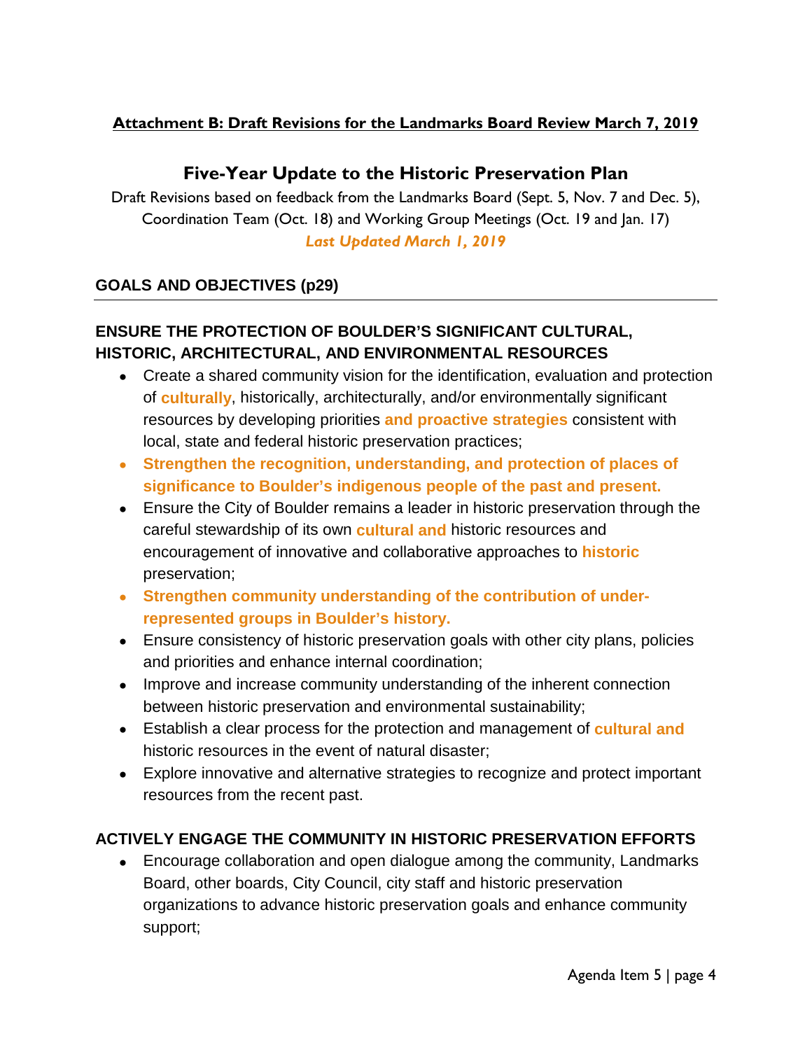**Attachment B: Draft Revisions for the Landmarks Board Review March 7, 2019**

## Five-Year Update to the Historic Preservation Plan

Draft Revisions based on feedback from the Landmarks Board (Sept. 5, Nov. 7 and Dec. 5), Coordination Team (Oct. 18) and Working Group Meetings (Oct. 19 and Jan. 17)

***Last Updated March 1, 2019***

### GOALS AND OBJECTIVES (p29)

---

### ENSURE THE PROTECTION OF BOULDER'S SIGNIFICANT CULTURAL, HISTORIC, ARCHITECTURAL, AND ENVIRONMENTAL RESOURCES

- Create a shared community vision for the identification, evaluation and protection of **culturally**, historically, architecturally, and/or environmentally significant resources by developing priorities **and proactive strategies** consistent with local, state and federal historic preservation practices;
- **Strengthen the recognition, understanding, and protection of places of significance to Boulder's indigenous people of the past and present.**
- Ensure the City of Boulder remains a leader in historic preservation through the careful stewardship of its own **cultural and** historic resources and encouragement of innovative and collaborative approaches to **historic** preservation;
- **Strengthen community understanding of the contribution of under-represented groups in Boulder's history.**
- Ensure consistency of historic preservation goals with other city plans, policies and priorities and enhance internal coordination;
- Improve and increase community understanding of the inherent connection between historic preservation and environmental sustainability;
- Establish a clear process for the protection and management of **cultural and** historic resources in the event of natural disaster;
- Explore innovative and alternative strategies to recognize and protect important resources from the recent past.

### ACTIVELY ENGAGE THE COMMUNITY IN HISTORIC PRESERVATION EFFORTS

- Encourage collaboration and open dialogue among the community, Landmarks Board, other boards, City Council, city staff and historic preservation organizations to advance historic preservation goals and enhance community support;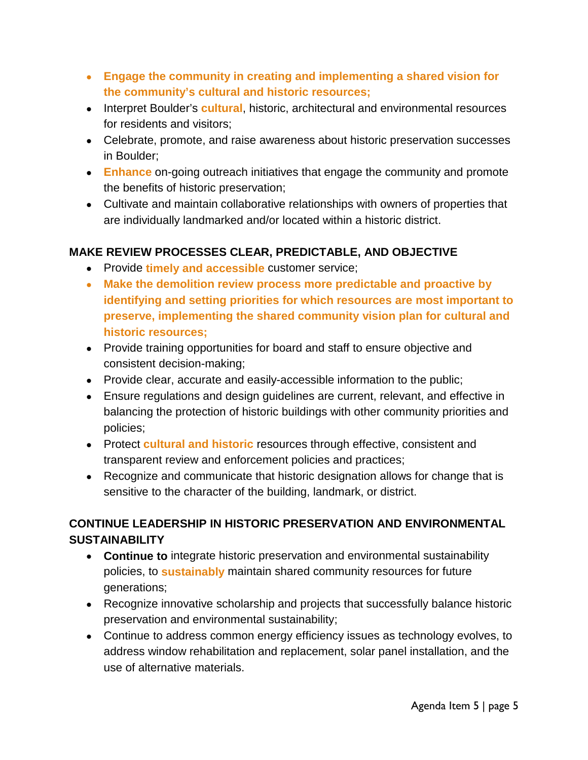- **Engage the community in creating and implementing a shared vision for the community's cultural and historic resources;**
- Interpret Boulder's **cultural**, historic, architectural and environmental resources for residents and visitors;
- Celebrate, promote, and raise awareness about historic preservation successes in Boulder;
- **Enhance** on-going outreach initiatives that engage the community and promote the benefits of historic preservation;
- Cultivate and maintain collaborative relationships with owners of properties that are individually landmarked and/or located within a historic district.

**MAKE REVIEW PROCESSES CLEAR, PREDICTABLE, AND OBJECTIVE**

- Provide **timely and accessible** customer service;
- **Make the demolition review process more predictable and proactive by identifying and setting priorities for which resources are most important to preserve, implementing the shared community vision plan for cultural and historic resources;**
- Provide training opportunities for board and staff to ensure objective and consistent decision-making;
- Provide clear, accurate and easily-accessible information to the public;
- Ensure regulations and design guidelines are current, relevant, and effective in balancing the protection of historic buildings with other community priorities and policies;
- Protect **cultural and historic** resources through effective, consistent and transparent review and enforcement policies and practices;
- Recognize and communicate that historic designation allows for change that is sensitive to the character of the building, landmark, or district.

**CONTINUE LEADERSHIP IN HISTORIC PRESERVATION AND ENVIRONMENTAL SUSTAINABILITY**

- **Continue to** integrate historic preservation and environmental sustainability policies, to **sustainably** maintain shared community resources for future generations;
- Recognize innovative scholarship and projects that successfully balance historic preservation and environmental sustainability;
- Continue to address common energy efficiency issues as technology evolves, to address window rehabilitation and replacement, solar panel installation, and the use of alternative materials.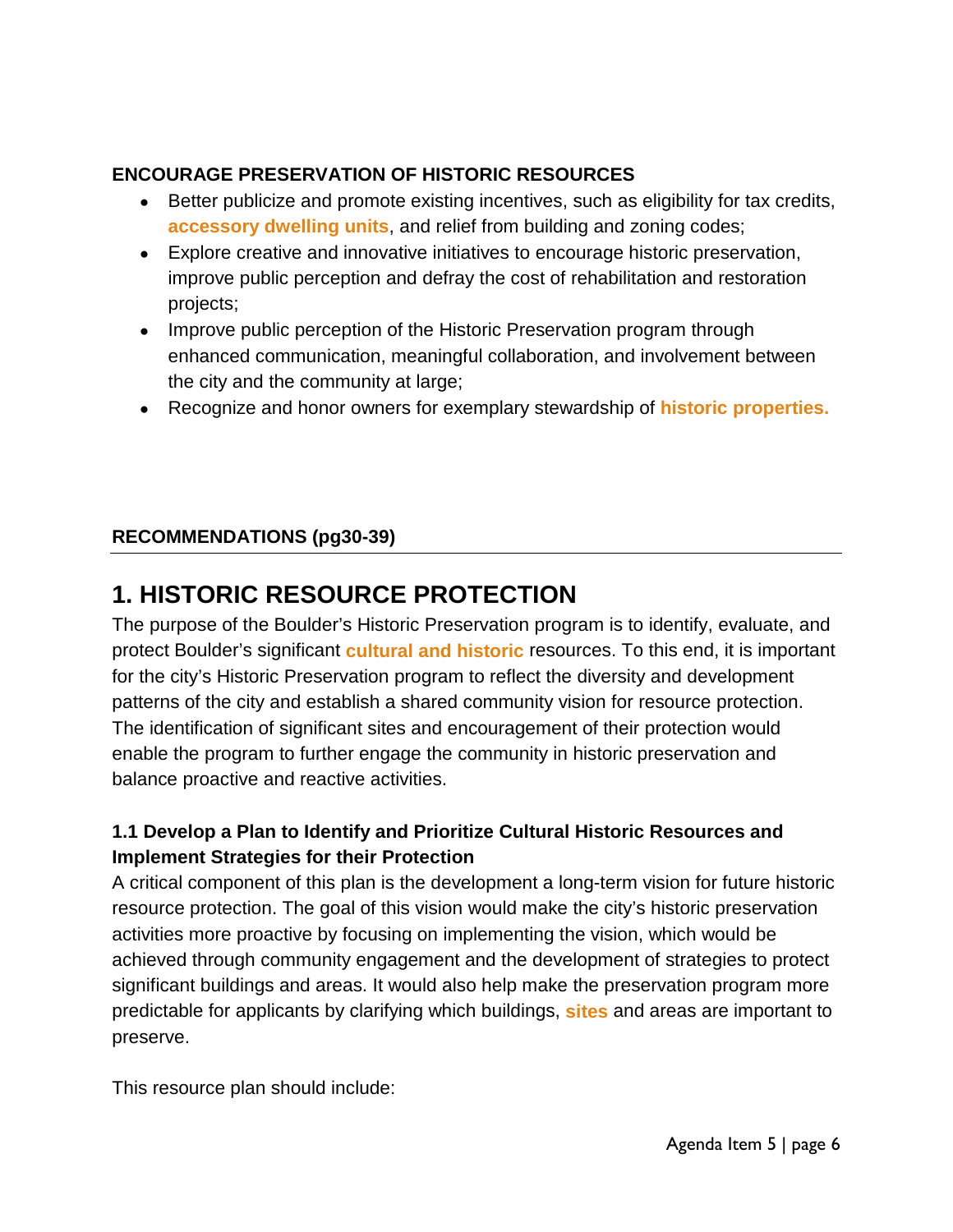**ENCOURAGE PRESERVATION OF HISTORIC RESOURCES**

- Better publicize and promote existing incentives, such as eligibility for tax credits, **accessory dwelling units**, and relief from building and zoning codes;
- Explore creative and innovative initiatives to encourage historic preservation, improve public perception and defray the cost of rehabilitation and restoration projects;
- Improve public perception of the Historic Preservation program through enhanced communication, meaningful collaboration, and involvement between the city and the community at large;
- Recognize and honor owners for exemplary stewardship of **historic properties.**

**RECOMMENDATIONS (pg30-39)**

# 1. HISTORIC RESOURCE PROTECTION

The purpose of the Boulder's Historic Preservation program is to identify, evaluate, and protect Boulder's significant **cultural and historic** resources. To this end, it is important for the city's Historic Preservation program to reflect the diversity and development patterns of the city and establish a shared community vision for resource protection. The identification of significant sites and encouragement of their protection would enable the program to further engage the community in historic preservation and balance proactive and reactive activities.

### 1.1 Develop a Plan to Identify and Prioritize Cultural Historic Resources and Implement Strategies for their Protection

A critical component of this plan is the development a long-term vision for future historic resource protection. The goal of this vision would make the city's historic preservation activities more proactive by focusing on implementing the vision, which would be achieved through community engagement and the development of strategies to protect significant buildings and areas. It would also help make the preservation program more predictable for applicants by clarifying which buildings, **sites** and areas are important to preserve.

This resource plan should include: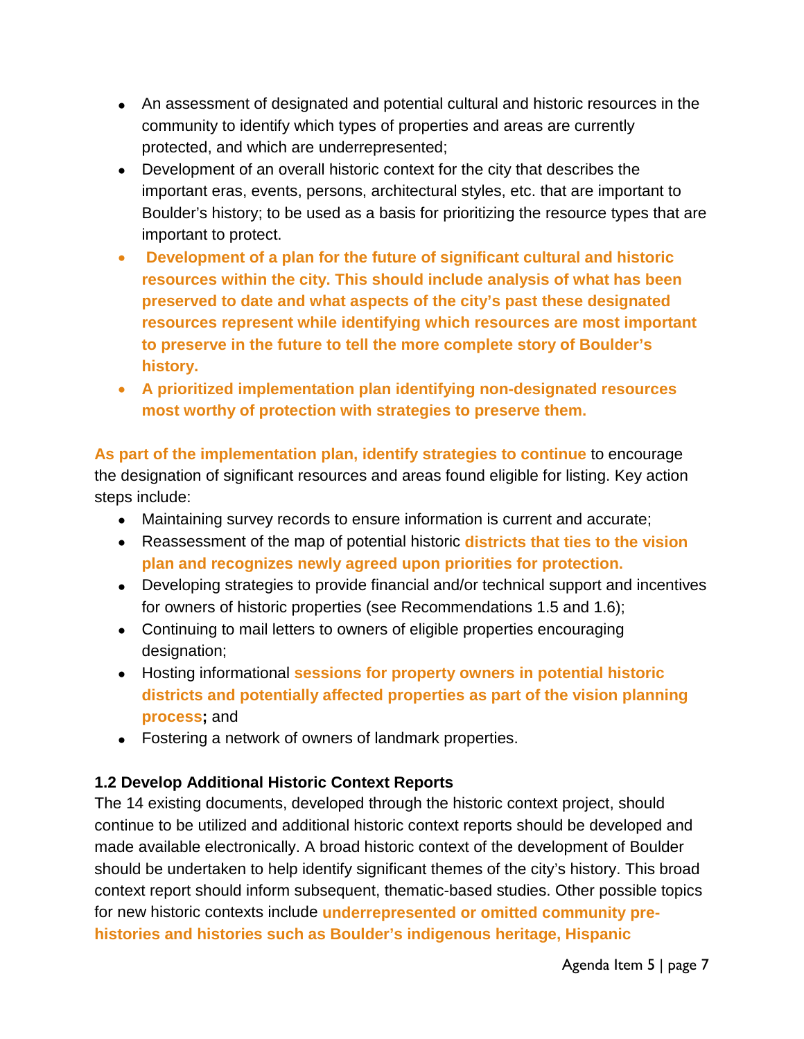- An assessment of designated and potential cultural and historic resources in the community to identify which types of properties and areas are currently protected, and which are underrepresented;
- Development of an overall historic context for the city that describes the important eras, events, persons, architectural styles, etc. that are important to Boulder's history; to be used as a basis for prioritizing the resource types that are important to protect.
- **Development of a plan for the future of significant cultural and historic resources within the city. This should include analysis of what has been preserved to date and what aspects of the city's past these designated resources represent while identifying which resources are most important to preserve in the future to tell the more complete story of Boulder's history.**
- **A prioritized implementation plan identifying non-designated resources most worthy of protection with strategies to preserve them.**

**As part of the implementation plan, identify strategies to continue** to encourage the designation of significant resources and areas found eligible for listing. Key action steps include:

- Maintaining survey records to ensure information is current and accurate;
- Reassessment of the map of potential historic **districts that ties to the vision plan and recognizes newly agreed upon priorities for protection.**
- Developing strategies to provide financial and/or technical support and incentives for owners of historic properties (see Recommendations 1.5 and 1.6);
- Continuing to mail letters to owners of eligible properties encouraging designation;
- Hosting informational **sessions for property owners in potential historic districts and potentially affected properties as part of the vision planning process;** and
- Fostering a network of owners of landmark properties.

**1.2 Develop Additional Historic Context Reports**

The 14 existing documents, developed through the historic context project, should continue to be utilized and additional historic context reports should be developed and made available electronically. A broad historic context of the development of Boulder should be undertaken to help identify significant themes of the city's history. This broad context report should inform subsequent, thematic-based studies. Other possible topics for new historic contexts include **underrepresented or omitted community pre-histories and histories such as Boulder's indigenous heritage, Hispanic**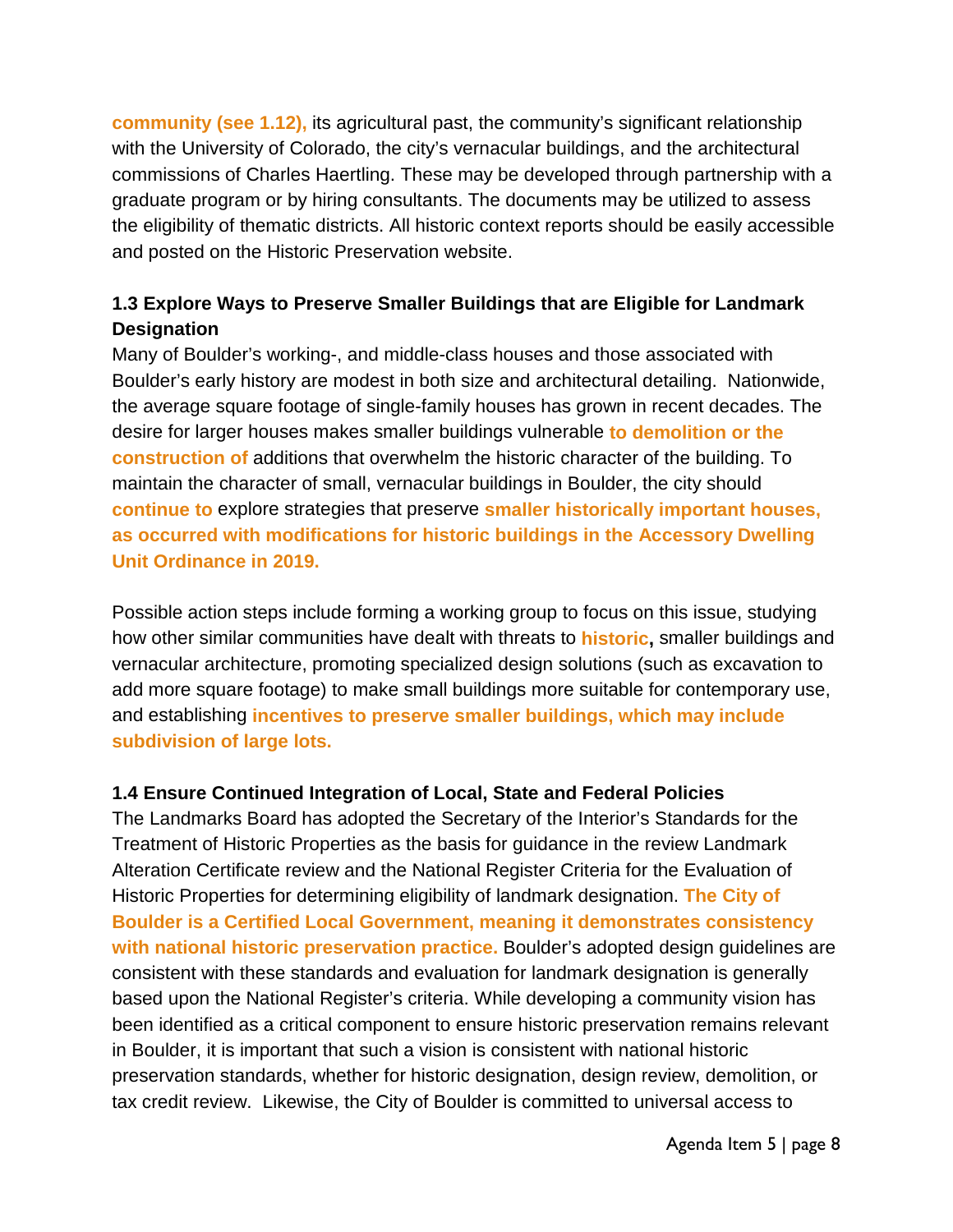**community (see 1.12),** its agricultural past, the community's significant relationship with the University of Colorado, the city's vernacular buildings, and the architectural commissions of Charles Haertling. These may be developed through partnership with a graduate program or by hiring consultants. The documents may be utilized to assess the eligibility of thematic districts. All historic context reports should be easily accessible and posted on the Historic Preservation website.

### 1.3 Explore Ways to Preserve Smaller Buildings that are Eligible for Landmark Designation

Many of Boulder's working-, and middle-class houses and those associated with Boulder's early history are modest in both size and architectural detailing. Nationwide, the average square footage of single-family houses has grown in recent decades. The desire for larger houses makes smaller buildings vulnerable **to demolition or the construction of** additions that overwhelm the historic character of the building. To maintain the character of small, vernacular buildings in Boulder, the city should **continue to** explore strategies that preserve **smaller historically important houses, as occurred with modifications for historic buildings in the Accessory Dwelling Unit Ordinance in 2019.**

Possible action steps include forming a working group to focus on this issue, studying how other similar communities have dealt with threats to **historic,** smaller buildings and vernacular architecture, promoting specialized design solutions (such as excavation to add more square footage) to make small buildings more suitable for contemporary use, and establishing **incentives to preserve smaller buildings, which may include subdivision of large lots.**

### 1.4 Ensure Continued Integration of Local, State and Federal Policies

The Landmarks Board has adopted the Secretary of the Interior's Standards for the Treatment of Historic Properties as the basis for guidance in the review Landmark Alteration Certificate review and the National Register Criteria for the Evaluation of Historic Properties for determining eligibility of landmark designation. **The City of Boulder is a Certified Local Government, meaning it demonstrates consistency with national historic preservation practice.** Boulder's adopted design guidelines are consistent with these standards and evaluation for landmark designation is generally based upon the National Register's criteria. While developing a community vision has been identified as a critical component to ensure historic preservation remains relevant in Boulder, it is important that such a vision is consistent with national historic preservation standards, whether for historic designation, design review, demolition, or tax credit review. Likewise, the City of Boulder is committed to universal access to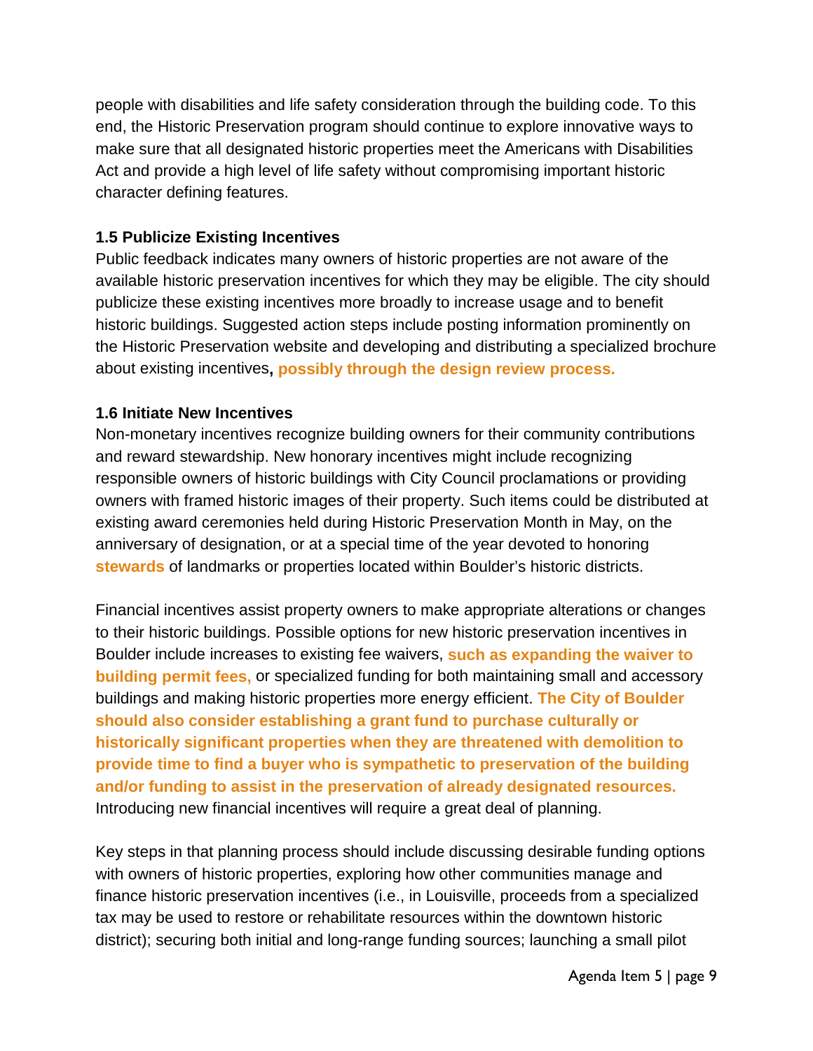people with disabilities and life safety consideration through the building code. To this end, the Historic Preservation program should continue to explore innovative ways to make sure that all designated historic properties meet the Americans with Disabilities Act and provide a high level of life safety without compromising important historic character defining features.

### 1.5 Publicize Existing Incentives

Public feedback indicates many owners of historic properties are not aware of the available historic preservation incentives for which they may be eligible. The city should publicize these existing incentives more broadly to increase usage and to benefit historic buildings. Suggested action steps include posting information prominently on the Historic Preservation website and developing and distributing a specialized brochure about existing incentives**, possibly through the design review process.**

### 1.6 Initiate New Incentives

Non-monetary incentives recognize building owners for their community contributions and reward stewardship. New honorary incentives might include recognizing responsible owners of historic buildings with City Council proclamations or providing owners with framed historic images of their property. Such items could be distributed at existing award ceremonies held during Historic Preservation Month in May, on the anniversary of designation, or at a special time of the year devoted to honoring **stewards** of landmarks or properties located within Boulder's historic districts.

Financial incentives assist property owners to make appropriate alterations or changes to their historic buildings. Possible options for new historic preservation incentives in Boulder include increases to existing fee waivers, **such as expanding the waiver to building permit fees,** or specialized funding for both maintaining small and accessory buildings and making historic properties more energy efficient. **The City of Boulder should also consider establishing a grant fund to purchase culturally or historically significant properties when they are threatened with demolition to provide time to find a buyer who is sympathetic to preservation of the building and/or funding to assist in the preservation of already designated resources.** Introducing new financial incentives will require a great deal of planning.

Key steps in that planning process should include discussing desirable funding options with owners of historic properties, exploring how other communities manage and finance historic preservation incentives (i.e., in Louisville, proceeds from a specialized tax may be used to restore or rehabilitate resources within the downtown historic district); securing both initial and long-range funding sources; launching a small pilot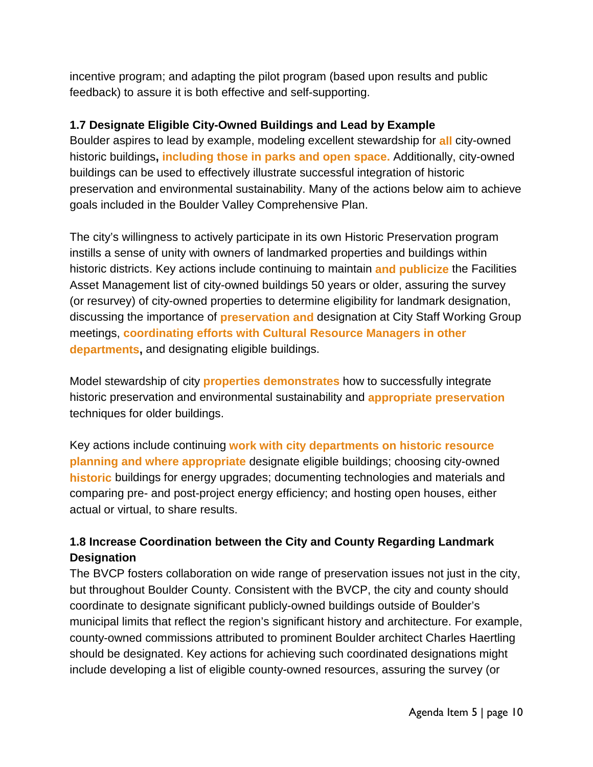incentive program; and adapting the pilot program (based upon results and public feedback) to assure it is both effective and self-supporting.

### 1.7 Designate Eligible City-Owned Buildings and Lead by Example

Boulder aspires to lead by example, modeling excellent stewardship for **all** city-owned historic buildings**, including those in parks and open space.** Additionally, city-owned buildings can be used to effectively illustrate successful integration of historic preservation and environmental sustainability. Many of the actions below aim to achieve goals included in the Boulder Valley Comprehensive Plan.

The city's willingness to actively participate in its own Historic Preservation program instills a sense of unity with owners of landmarked properties and buildings within historic districts. Key actions include continuing to maintain **and publicize** the Facilities Asset Management list of city-owned buildings 50 years or older, assuring the survey (or resurvey) of city-owned properties to determine eligibility for landmark designation, discussing the importance of **preservation and** designation at City Staff Working Group meetings, **coordinating efforts with Cultural Resource Managers in other departments,** and designating eligible buildings.

Model stewardship of city **properties demonstrates** how to successfully integrate historic preservation and environmental sustainability and **appropriate preservation** techniques for older buildings.

Key actions include continuing **work with city departments on historic resource planning and where appropriate** designate eligible buildings; choosing city-owned **historic** buildings for energy upgrades; documenting technologies and materials and comparing pre- and post-project energy efficiency; and hosting open houses, either actual or virtual, to share results.

### 1.8 Increase Coordination between the City and County Regarding Landmark Designation

The BVCP fosters collaboration on wide range of preservation issues not just in the city, but throughout Boulder County. Consistent with the BVCP, the city and county should coordinate to designate significant publicly-owned buildings outside of Boulder's municipal limits that reflect the region's significant history and architecture. For example, county-owned commissions attributed to prominent Boulder architect Charles Haertling should be designated. Key actions for achieving such coordinated designations might include developing a list of eligible county-owned resources, assuring the survey (or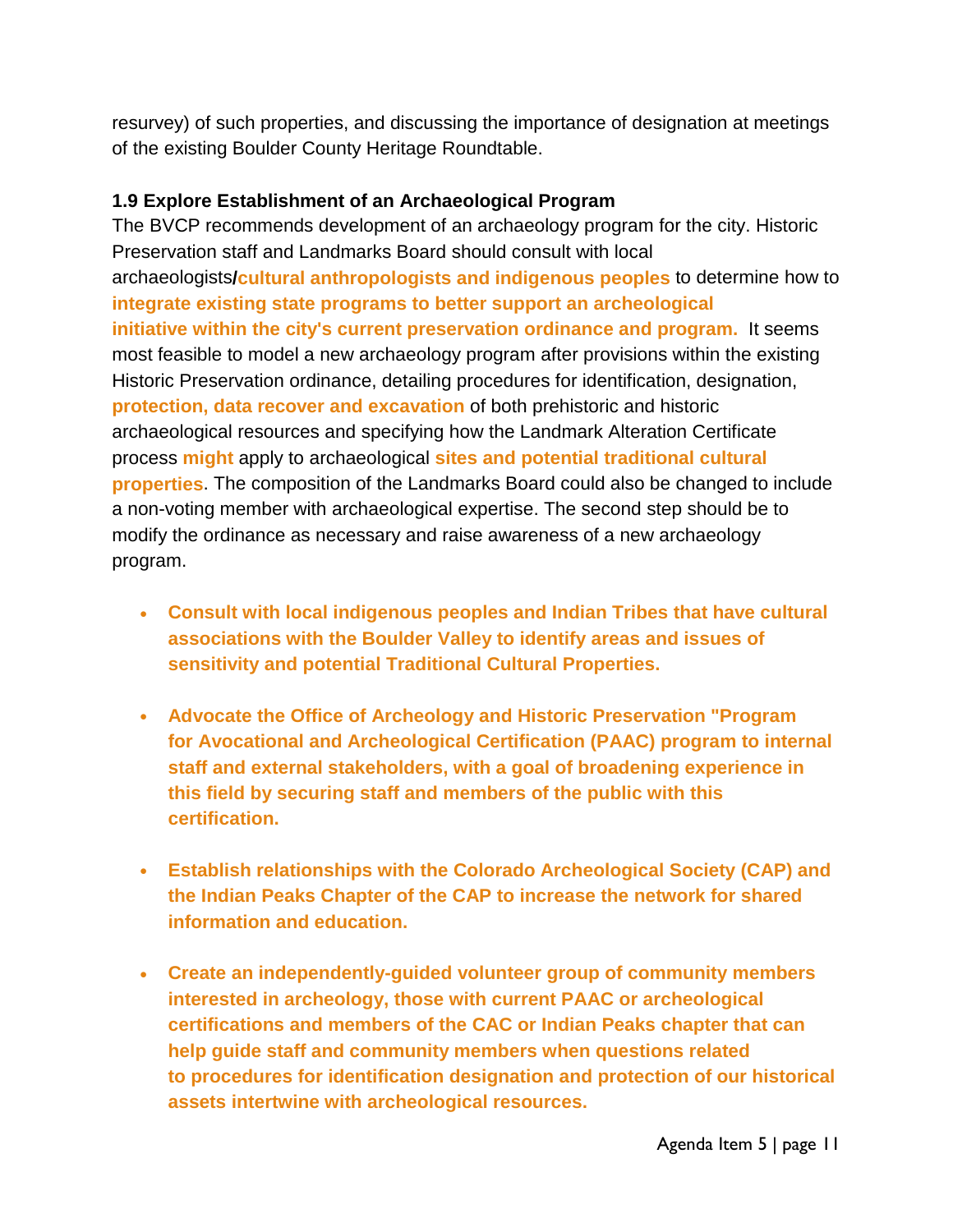resurvey) of such properties, and discussing the importance of designation at meetings of the existing Boulder County Heritage Roundtable.

**1.9 Explore Establishment of an Archaeological Program**

The BVCP recommends development of an archaeology program for the city. Historic Preservation staff and Landmarks Board should consult with local archaeologists/**cultural anthropologists and indigenous peoples** to determine how to **integrate existing state programs to better support an archeological initiative within the city's current preservation ordinance and program.** It seems most feasible to model a new archaeology program after provisions within the existing Historic Preservation ordinance, detailing procedures for identification, designation, **protection, data recover and excavation** of both prehistoric and historic archaeological resources and specifying how the Landmark Alteration Certificate process **might** apply to archaeological **sites and potential traditional cultural properties**. The composition of the Landmarks Board could also be changed to include a non-voting member with archaeological expertise. The second step should be to modify the ordinance as necessary and raise awareness of a new archaeology program.

- **Consult with local indigenous peoples and Indian Tribes that have cultural associations with the Boulder Valley to identify areas and issues of sensitivity and potential Traditional Cultural Properties.**

- **Advocate the Office of Archeology and Historic Preservation "Program for Avocational and Archeological Certification (PAAC) program to internal staff and external stakeholders, with a goal of broadening experience in this field by securing staff and members of the public with this certification.**

- **Establish relationships with the Colorado Archeological Society (CAP) and the Indian Peaks Chapter of the CAP to increase the network for shared information and education.**

- **Create an independently-guided volunteer group of community members interested in archeology, those with current PAAC or archeological certifications and members of the CAC or Indian Peaks chapter that can help guide staff and community members when questions related to procedures for identification designation and protection of our historical assets intertwine with archeological resources.**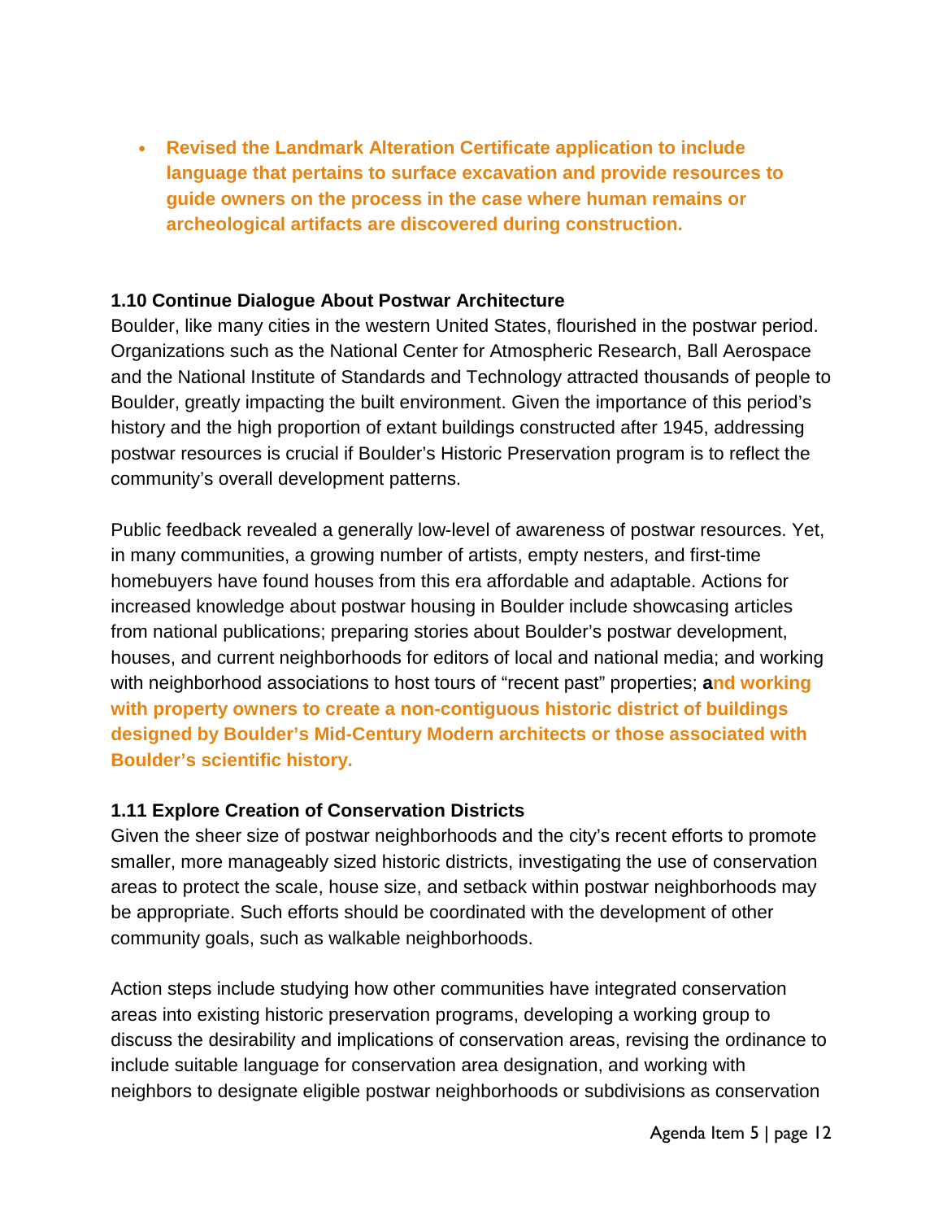- **Revised the Landmark Alteration Certificate application to include language that pertains to surface excavation and provide resources to guide owners on the process in the case where human remains or archeological artifacts are discovered during construction.**

### 1.10 Continue Dialogue About Postwar Architecture

Boulder, like many cities in the western United States, flourished in the postwar period. Organizations such as the National Center for Atmospheric Research, Ball Aerospace and the National Institute of Standards and Technology attracted thousands of people to Boulder, greatly impacting the built environment. Given the importance of this period's history and the high proportion of extant buildings constructed after 1945, addressing postwar resources is crucial if Boulder's Historic Preservation program is to reflect the community's overall development patterns.

Public feedback revealed a generally low-level of awareness of postwar resources. Yet, in many communities, a growing number of artists, empty nesters, and first-time homebuyers have found houses from this era affordable and adaptable. Actions for increased knowledge about postwar housing in Boulder include showcasing articles from national publications; preparing stories about Boulder's postwar development, houses, and current neighborhoods for editors of local and national media; and working with neighborhood associations to host tours of "recent past" properties; **and working with property owners to create a non-contiguous historic district of buildings designed by Boulder's Mid-Century Modern architects or those associated with Boulder's scientific history.**

### 1.11 Explore Creation of Conservation Districts

Given the sheer size of postwar neighborhoods and the city's recent efforts to promote smaller, more manageably sized historic districts, investigating the use of conservation areas to protect the scale, house size, and setback within postwar neighborhoods may be appropriate. Such efforts should be coordinated with the development of other community goals, such as walkable neighborhoods.

Action steps include studying how other communities have integrated conservation areas into existing historic preservation programs, developing a working group to discuss the desirability and implications of conservation areas, revising the ordinance to include suitable language for conservation area designation, and working with neighbors to designate eligible postwar neighborhoods or subdivisions as conservation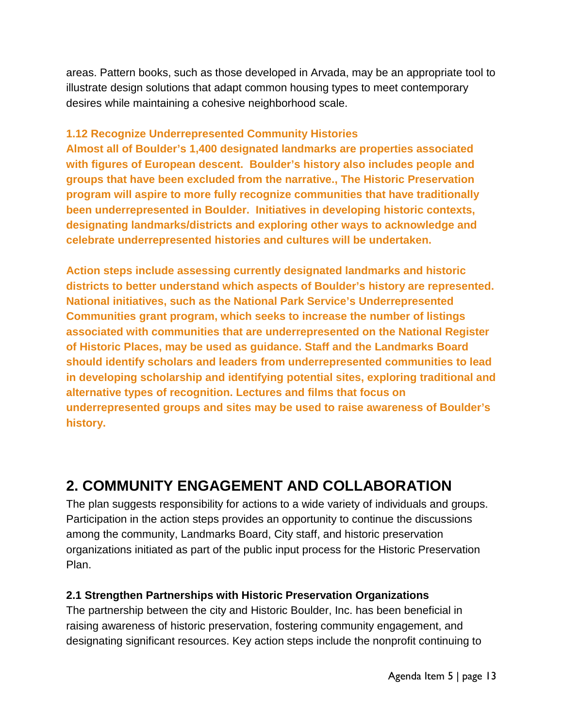areas. Pattern books, such as those developed in Arvada, may be an appropriate tool to illustrate design solutions that adapt common housing types to meet contemporary desires while maintaining a cohesive neighborhood scale.

### 1.12 Recognize Underrepresented Community Histories

**Almost all of Boulder's 1,400 designated landmarks are properties associated with figures of European descent. Boulder's history also includes people and groups that have been excluded from the narrative., The Historic Preservation program will aspire to more fully recognize communities that have traditionally been underrepresented in Boulder. Initiatives in developing historic contexts, designating landmarks/districts and exploring other ways to acknowledge and celebrate underrepresented histories and cultures will be undertaken.**

**Action steps include assessing currently designated landmarks and historic districts to better understand which aspects of Boulder's history are represented. National initiatives, such as the National Park Service's Underrepresented Communities grant program, which seeks to increase the number of listings associated with communities that are underrepresented on the National Register of Historic Places, may be used as guidance. Staff and the Landmarks Board should identify scholars and leaders from underrepresented communities to lead in developing scholarship and identifying potential sites, exploring traditional and alternative types of recognition. Lectures and films that focus on underrepresented groups and sites may be used to raise awareness of Boulder's history.**

## 2. COMMUNITY ENGAGEMENT AND COLLABORATION

The plan suggests responsibility for actions to a wide variety of individuals and groups. Participation in the action steps provides an opportunity to continue the discussions among the community, Landmarks Board, City staff, and historic preservation organizations initiated as part of the public input process for the Historic Preservation Plan.

### 2.1 Strengthen Partnerships with Historic Preservation Organizations

The partnership between the city and Historic Boulder, Inc. has been beneficial in raising awareness of historic preservation, fostering community engagement, and designating significant resources. Key action steps include the nonprofit continuing to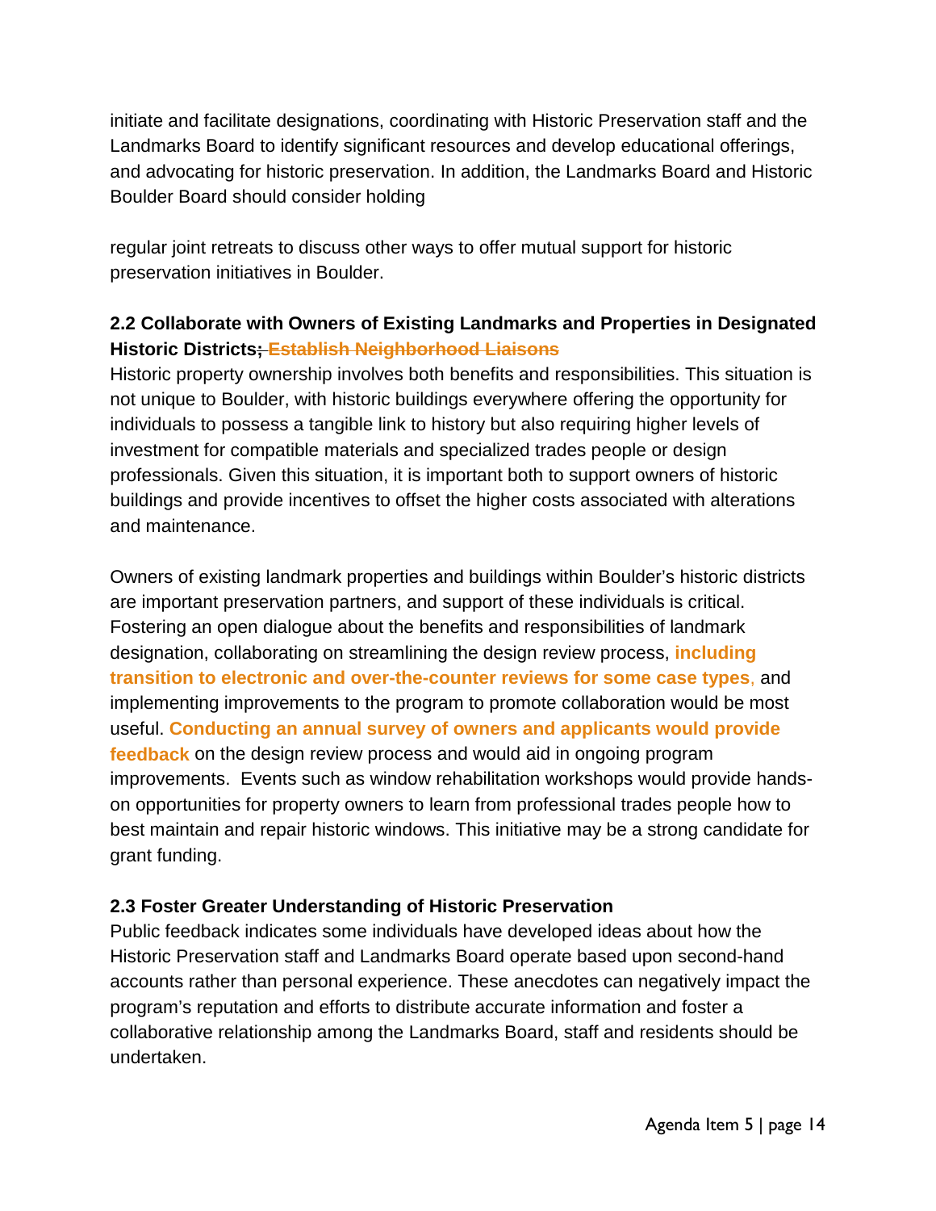initiate and facilitate designations, coordinating with Historic Preservation staff and the Landmarks Board to identify significant resources and develop educational offerings, and advocating for historic preservation. In addition, the Landmarks Board and Historic Boulder Board should consider holding

regular joint retreats to discuss other ways to offer mutual support for historic preservation initiatives in Boulder.

### 2.2 Collaborate with Owners of Existing Landmarks and Properties in Designated Historic Districts~~; Establish Neighborhood Liaisons~~

Historic property ownership involves both benefits and responsibilities. This situation is not unique to Boulder, with historic buildings everywhere offering the opportunity for individuals to possess a tangible link to history but also requiring higher levels of investment for compatible materials and specialized trades people or design professionals. Given this situation, it is important both to support owners of historic buildings and provide incentives to offset the higher costs associated with alterations and maintenance.

Owners of existing landmark properties and buildings within Boulder's historic districts are important preservation partners, and support of these individuals is critical. Fostering an open dialogue about the benefits and responsibilities of landmark designation, collaborating on streamlining the design review process, **including transition to electronic and over-the-counter reviews for some case types**, and implementing improvements to the program to promote collaboration would be most useful. **Conducting an annual survey of owners and applicants would provide feedback** on the design review process and would aid in ongoing program improvements. Events such as window rehabilitation workshops would provide hands-on opportunities for property owners to learn from professional trades people how to best maintain and repair historic windows. This initiative may be a strong candidate for grant funding.

### 2.3 Foster Greater Understanding of Historic Preservation

Public feedback indicates some individuals have developed ideas about how the Historic Preservation staff and Landmarks Board operate based upon second-hand accounts rather than personal experience. These anecdotes can negatively impact the program's reputation and efforts to distribute accurate information and foster a collaborative relationship among the Landmarks Board, staff and residents should be undertaken.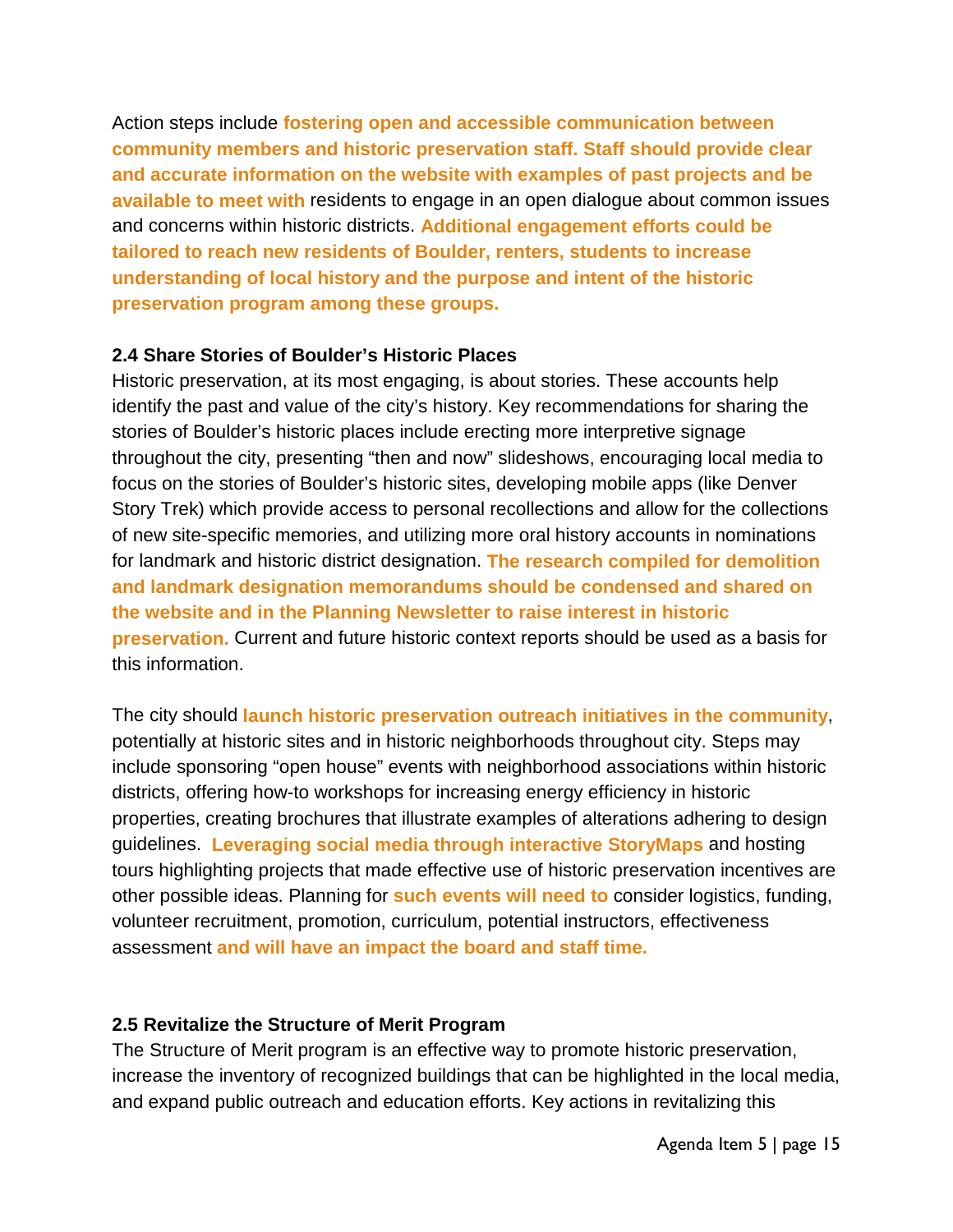Action steps include **fostering open and accessible communication between community members and historic preservation staff. Staff should provide clear and accurate information on the website with examples of past projects and be available to meet with** residents to engage in an open dialogue about common issues and concerns within historic districts. **Additional engagement efforts could be tailored to reach new residents of Boulder, renters, students to increase understanding of local history and the purpose and intent of the historic preservation program among these groups.**

### 2.4 Share Stories of Boulder's Historic Places

Historic preservation, at its most engaging, is about stories. These accounts help identify the past and value of the city's history. Key recommendations for sharing the stories of Boulder's historic places include erecting more interpretive signage throughout the city, presenting "then and now" slideshows, encouraging local media to focus on the stories of Boulder's historic sites, developing mobile apps (like Denver Story Trek) which provide access to personal recollections and allow for the collections of new site-specific memories, and utilizing more oral history accounts in nominations for landmark and historic district designation. **The research compiled for demolition and landmark designation memorandums should be condensed and shared on the website and in the Planning Newsletter to raise interest in historic preservation.** Current and future historic context reports should be used as a basis for this information.

The city should **launch historic preservation outreach initiatives in the community**, potentially at historic sites and in historic neighborhoods throughout city. Steps may include sponsoring "open house" events with neighborhood associations within historic districts, offering how-to workshops for increasing energy efficiency in historic properties, creating brochures that illustrate examples of alterations adhering to design guidelines. **Leveraging social media through interactive StoryMaps** and hosting tours highlighting projects that made effective use of historic preservation incentives are other possible ideas. Planning for **such events will need to** consider logistics, funding, volunteer recruitment, promotion, curriculum, potential instructors, effectiveness assessment **and will have an impact the board and staff time.**

### 2.5 Revitalize the Structure of Merit Program

The Structure of Merit program is an effective way to promote historic preservation, increase the inventory of recognized buildings that can be highlighted in the local media, and expand public outreach and education efforts. Key actions in revitalizing this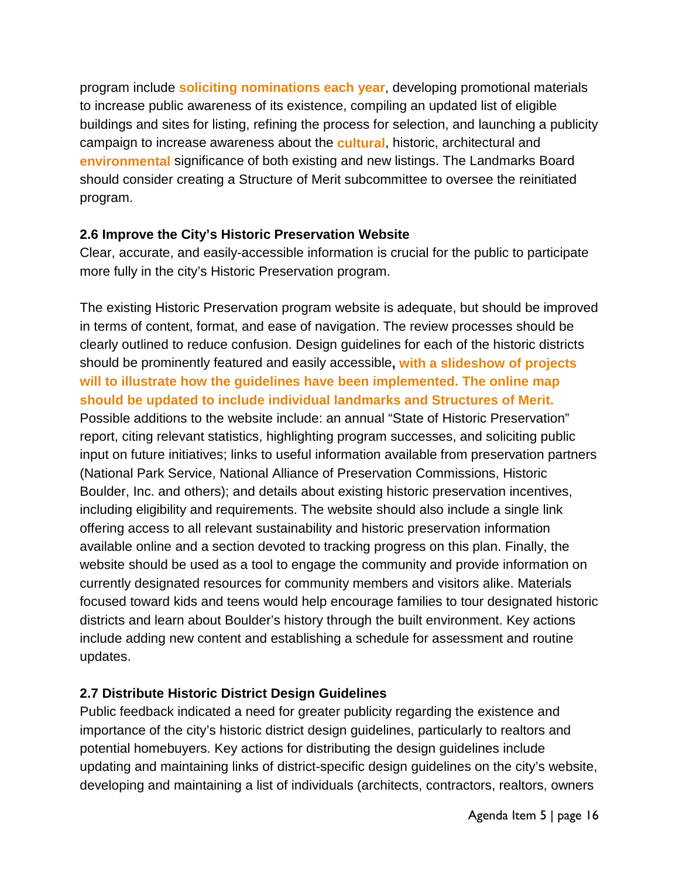program include **soliciting nominations each year**, developing promotional materials to increase public awareness of its existence, compiling an updated list of eligible buildings and sites for listing, refining the process for selection, and launching a publicity campaign to increase awareness about the **cultural**, historic, architectural and **environmental** significance of both existing and new listings. The Landmarks Board should consider creating a Structure of Merit subcommittee to oversee the reinitiated program.

### 2.6 Improve the City's Historic Preservation Website

Clear, accurate, and easily-accessible information is crucial for the public to participate more fully in the city's Historic Preservation program.

The existing Historic Preservation program website is adequate, but should be improved in terms of content, format, and ease of navigation. The review processes should be clearly outlined to reduce confusion. Design guidelines for each of the historic districts should be prominently featured and easily accessible**, with a slideshow of projects will to illustrate how the guidelines have been implemented. The online map should be updated to include individual landmarks and Structures of Merit.** Possible additions to the website include: an annual "State of Historic Preservation" report, citing relevant statistics, highlighting program successes, and soliciting public input on future initiatives; links to useful information available from preservation partners (National Park Service, National Alliance of Preservation Commissions, Historic Boulder, Inc. and others); and details about existing historic preservation incentives, including eligibility and requirements. The website should also include a single link offering access to all relevant sustainability and historic preservation information available online and a section devoted to tracking progress on this plan. Finally, the website should be used as a tool to engage the community and provide information on currently designated resources for community members and visitors alike. Materials focused toward kids and teens would help encourage families to tour designated historic districts and learn about Boulder's history through the built environment. Key actions include adding new content and establishing a schedule for assessment and routine updates.

### 2.7 Distribute Historic District Design Guidelines

Public feedback indicated a need for greater publicity regarding the existence and importance of the city's historic district design guidelines, particularly to realtors and potential homebuyers. Key actions for distributing the design guidelines include updating and maintaining links of district-specific design guidelines on the city's website, developing and maintaining a list of individuals (architects, contractors, realtors, owners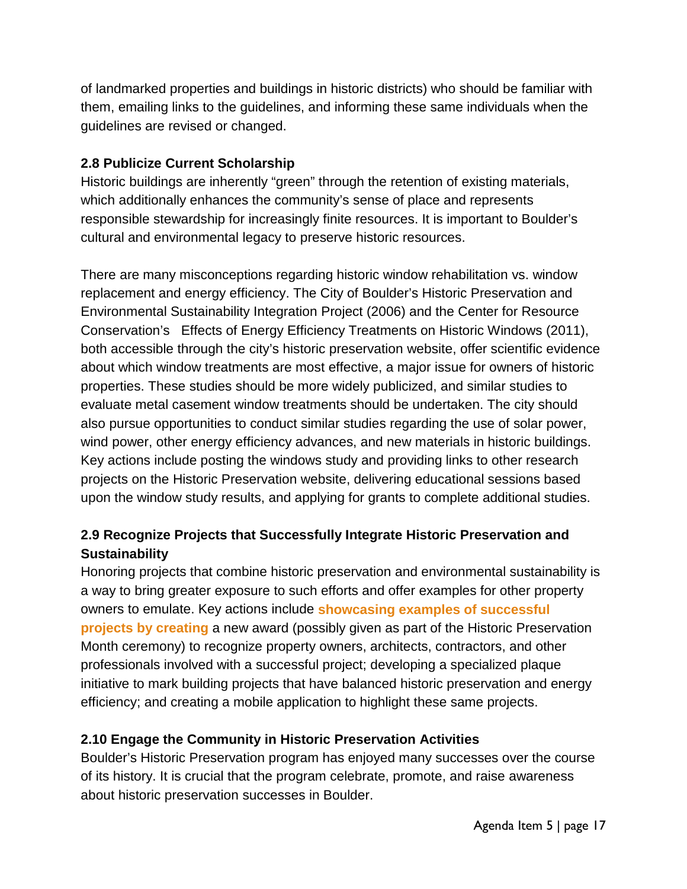of landmarked properties and buildings in historic districts) who should be familiar with them, emailing links to the guidelines, and informing these same individuals when the guidelines are revised or changed.

### 2.8 Publicize Current Scholarship

Historic buildings are inherently "green" through the retention of existing materials, which additionally enhances the community's sense of place and represents responsible stewardship for increasingly finite resources. It is important to Boulder's cultural and environmental legacy to preserve historic resources.

There are many misconceptions regarding historic window rehabilitation vs. window replacement and energy efficiency. The City of Boulder's Historic Preservation and Environmental Sustainability Integration Project (2006) and the Center for Resource Conservation's Effects of Energy Efficiency Treatments on Historic Windows (2011), both accessible through the city's historic preservation website, offer scientific evidence about which window treatments are most effective, a major issue for owners of historic properties. These studies should be more widely publicized, and similar studies to evaluate metal casement window treatments should be undertaken. The city should also pursue opportunities to conduct similar studies regarding the use of solar power, wind power, other energy efficiency advances, and new materials in historic buildings. Key actions include posting the windows study and providing links to other research projects on the Historic Preservation website, delivering educational sessions based upon the window study results, and applying for grants to complete additional studies.

### 2.9 Recognize Projects that Successfully Integrate Historic Preservation and Sustainability

Honoring projects that combine historic preservation and environmental sustainability is a way to bring greater exposure to such efforts and offer examples for other property owners to emulate. Key actions include **showcasing examples of successful projects by creating** a new award (possibly given as part of the Historic Preservation Month ceremony) to recognize property owners, architects, contractors, and other professionals involved with a successful project; developing a specialized plaque initiative to mark building projects that have balanced historic preservation and energy efficiency; and creating a mobile application to highlight these same projects.

### 2.10 Engage the Community in Historic Preservation Activities

Boulder's Historic Preservation program has enjoyed many successes over the course of its history. It is crucial that the program celebrate, promote, and raise awareness about historic preservation successes in Boulder.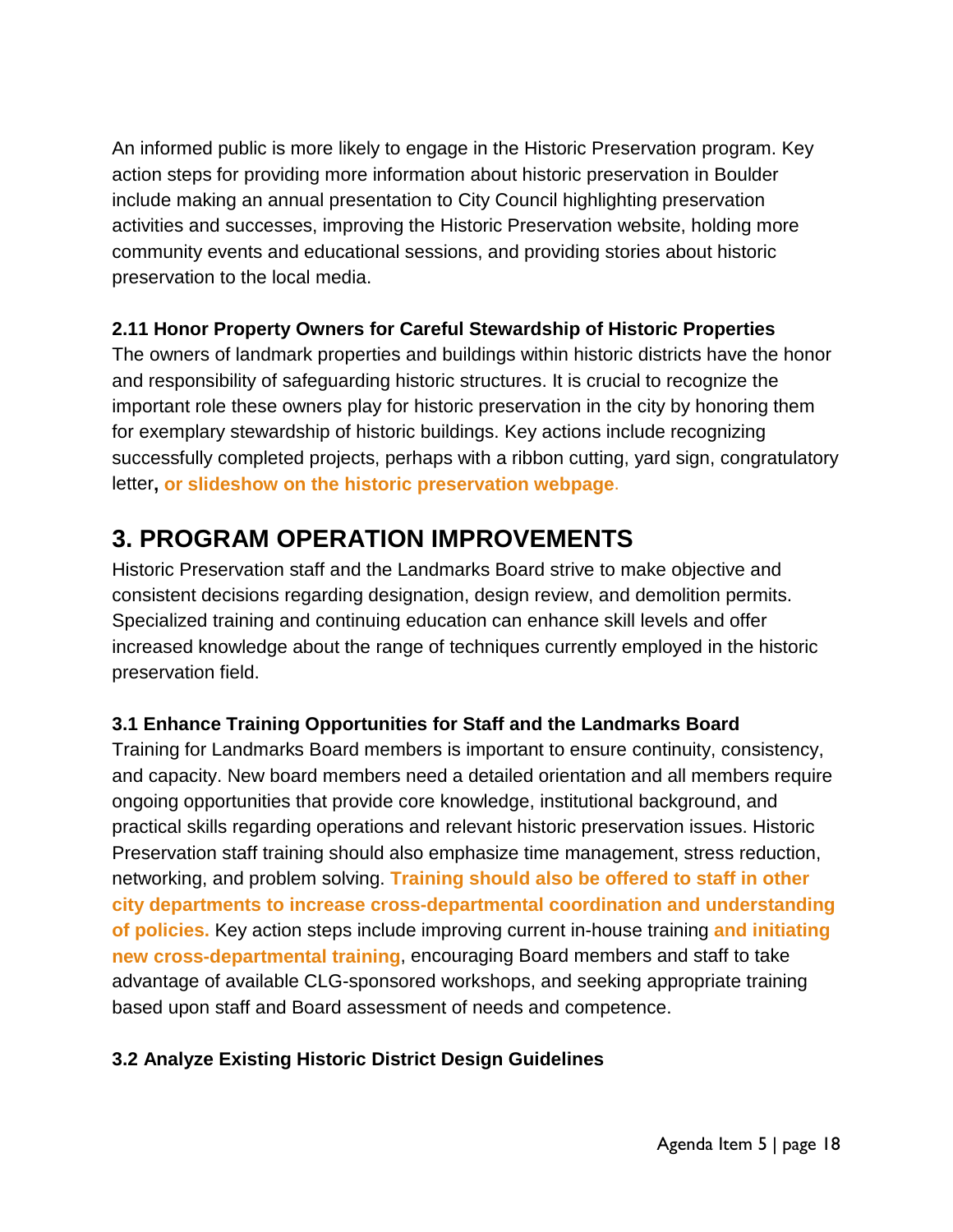An informed public is more likely to engage in the Historic Preservation program. Key action steps for providing more information about historic preservation in Boulder include making an annual presentation to City Council highlighting preservation activities and successes, improving the Historic Preservation website, holding more community events and educational sessions, and providing stories about historic preservation to the local media.

**2.11 Honor Property Owners for Careful Stewardship of Historic Properties**

The owners of landmark properties and buildings within historic districts have the honor and responsibility of safeguarding historic structures. It is crucial to recognize the important role these owners play for historic preservation in the city by honoring them for exemplary stewardship of historic buildings. Key actions include recognizing successfully completed projects, perhaps with a ribbon cutting, yard sign, congratulatory letter**, or slideshow on the historic preservation webpage**.

## 3. PROGRAM OPERATION IMPROVEMENTS

Historic Preservation staff and the Landmarks Board strive to make objective and consistent decisions regarding designation, design review, and demolition permits. Specialized training and continuing education can enhance skill levels and offer increased knowledge about the range of techniques currently employed in the historic preservation field.

**3.1 Enhance Training Opportunities for Staff and the Landmarks Board**

Training for Landmarks Board members is important to ensure continuity, consistency, and capacity. New board members need a detailed orientation and all members require ongoing opportunities that provide core knowledge, institutional background, and practical skills regarding operations and relevant historic preservation issues. Historic Preservation staff training should also emphasize time management, stress reduction, networking, and problem solving. **Training should also be offered to staff in other city departments to increase cross-departmental coordination and understanding of policies.** Key action steps include improving current in-house training **and initiating new cross-departmental training**, encouraging Board members and staff to take advantage of available CLG-sponsored workshops, and seeking appropriate training based upon staff and Board assessment of needs and competence.

**3.2 Analyze Existing Historic District Design Guidelines**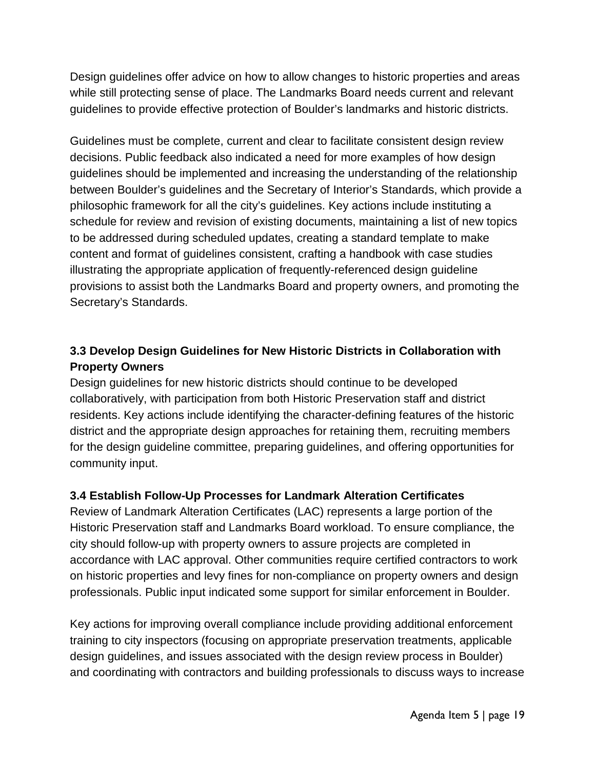Design guidelines offer advice on how to allow changes to historic properties and areas while still protecting sense of place. The Landmarks Board needs current and relevant guidelines to provide effective protection of Boulder's landmarks and historic districts.

Guidelines must be complete, current and clear to facilitate consistent design review decisions. Public feedback also indicated a need for more examples of how design guidelines should be implemented and increasing the understanding of the relationship between Boulder's guidelines and the Secretary of Interior's Standards, which provide a philosophic framework for all the city's guidelines. Key actions include instituting a schedule for review and revision of existing documents, maintaining a list of new topics to be addressed during scheduled updates, creating a standard template to make content and format of guidelines consistent, crafting a handbook with case studies illustrating the appropriate application of frequently-referenced design guideline provisions to assist both the Landmarks Board and property owners, and promoting the Secretary's Standards.

### 3.3 Develop Design Guidelines for New Historic Districts in Collaboration with Property Owners

Design guidelines for new historic districts should continue to be developed collaboratively, with participation from both Historic Preservation staff and district residents. Key actions include identifying the character-defining features of the historic district and the appropriate design approaches for retaining them, recruiting members for the design guideline committee, preparing guidelines, and offering opportunities for community input.

### 3.4 Establish Follow-Up Processes for Landmark Alteration Certificates

Review of Landmark Alteration Certificates (LAC) represents a large portion of the Historic Preservation staff and Landmarks Board workload. To ensure compliance, the city should follow-up with property owners to assure projects are completed in accordance with LAC approval. Other communities require certified contractors to work on historic properties and levy fines for non-compliance on property owners and design professionals. Public input indicated some support for similar enforcement in Boulder.

Key actions for improving overall compliance include providing additional enforcement training to city inspectors (focusing on appropriate preservation treatments, applicable design guidelines, and issues associated with the design review process in Boulder) and coordinating with contractors and building professionals to discuss ways to increase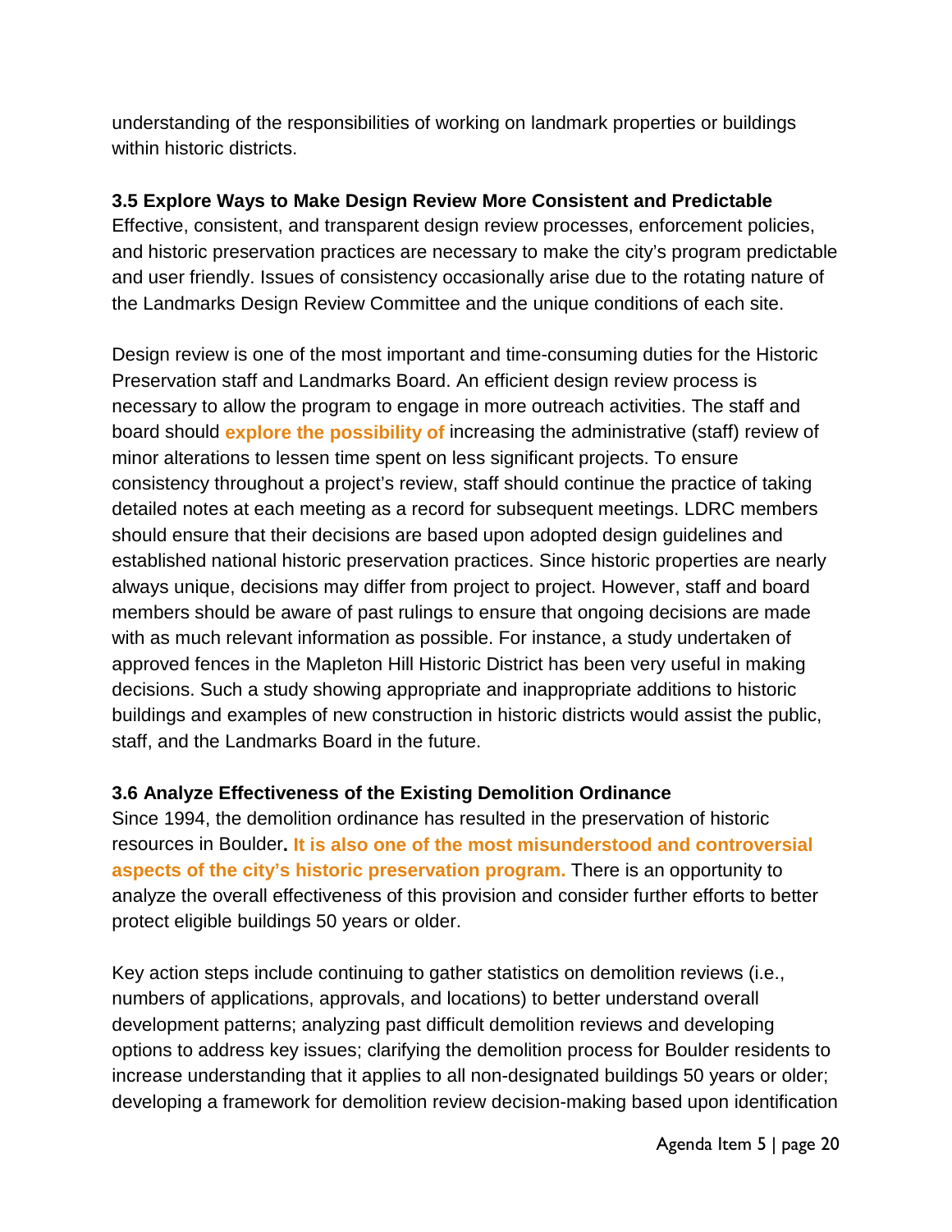understanding of the responsibilities of working on landmark properties or buildings within historic districts.

### 3.5 Explore Ways to Make Design Review More Consistent and Predictable

Effective, consistent, and transparent design review processes, enforcement policies, and historic preservation practices are necessary to make the city's program predictable and user friendly. Issues of consistency occasionally arise due to the rotating nature of the Landmarks Design Review Committee and the unique conditions of each site.

Design review is one of the most important and time-consuming duties for the Historic Preservation staff and Landmarks Board. An efficient design review process is necessary to allow the program to engage in more outreach activities. The staff and board should **explore the possibility of** increasing the administrative (staff) review of minor alterations to lessen time spent on less significant projects. To ensure consistency throughout a project's review, staff should continue the practice of taking detailed notes at each meeting as a record for subsequent meetings. LDRC members should ensure that their decisions are based upon adopted design guidelines and established national historic preservation practices. Since historic properties are nearly always unique, decisions may differ from project to project. However, staff and board members should be aware of past rulings to ensure that ongoing decisions are made with as much relevant information as possible. For instance, a study undertaken of approved fences in the Mapleton Hill Historic District has been very useful in making decisions. Such a study showing appropriate and inappropriate additions to historic buildings and examples of new construction in historic districts would assist the public, staff, and the Landmarks Board in the future.

### 3.6 Analyze Effectiveness of the Existing Demolition Ordinance

Since 1994, the demolition ordinance has resulted in the preservation of historic resources in Boulder. **It is also one of the most misunderstood and controversial aspects of the city's historic preservation program.** There is an opportunity to analyze the overall effectiveness of this provision and consider further efforts to better protect eligible buildings 50 years or older.

Key action steps include continuing to gather statistics on demolition reviews (i.e., numbers of applications, approvals, and locations) to better understand overall development patterns; analyzing past difficult demolition reviews and developing options to address key issues; clarifying the demolition process for Boulder residents to increase understanding that it applies to all non-designated buildings 50 years or older; developing a framework for demolition review decision-making based upon identification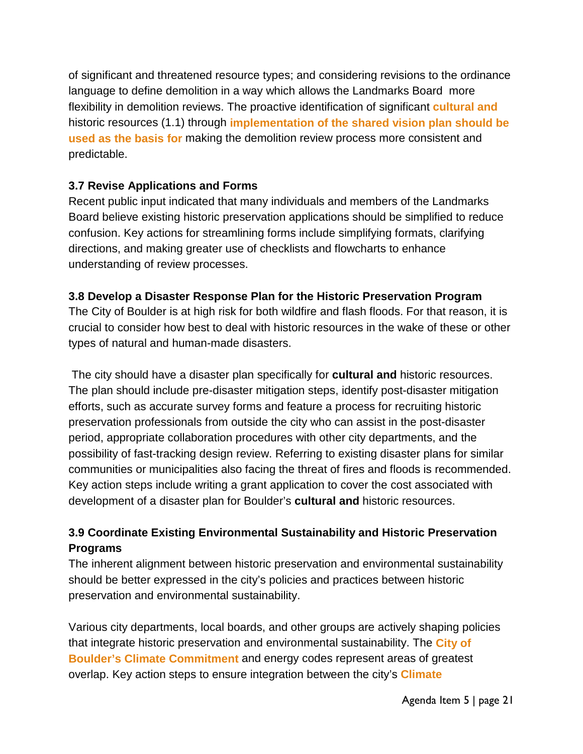of significant and threatened resource types; and considering revisions to the ordinance language to define demolition in a way which allows the Landmarks Board more flexibility in demolition reviews. The proactive identification of significant **cultural and** historic resources (1.1) through **implementation of the shared vision plan should be used as the basis for** making the demolition review process more consistent and predictable.

### 3.7 Revise Applications and Forms

Recent public input indicated that many individuals and members of the Landmarks Board believe existing historic preservation applications should be simplified to reduce confusion. Key actions for streamlining forms include simplifying formats, clarifying directions, and making greater use of checklists and flowcharts to enhance understanding of review processes.

### 3.8 Develop a Disaster Response Plan for the Historic Preservation Program

The City of Boulder is at high risk for both wildfire and flash floods. For that reason, it is crucial to consider how best to deal with historic resources in the wake of these or other types of natural and human-made disasters.

The city should have a disaster plan specifically for **cultural and** historic resources. The plan should include pre-disaster mitigation steps, identify post-disaster mitigation efforts, such as accurate survey forms and feature a process for recruiting historic preservation professionals from outside the city who can assist in the post-disaster period, appropriate collaboration procedures with other city departments, and the possibility of fast-tracking design review. Referring to existing disaster plans for similar communities or municipalities also facing the threat of fires and floods is recommended. Key action steps include writing a grant application to cover the cost associated with development of a disaster plan for Boulder's **cultural and** historic resources.

### 3.9 Coordinate Existing Environmental Sustainability and Historic Preservation Programs

The inherent alignment between historic preservation and environmental sustainability should be better expressed in the city's policies and practices between historic preservation and environmental sustainability.

Various city departments, local boards, and other groups are actively shaping policies that integrate historic preservation and environmental sustainability. The **City of Boulder's Climate Commitment** and energy codes represent areas of greatest overlap. Key action steps to ensure integration between the city's **Climate**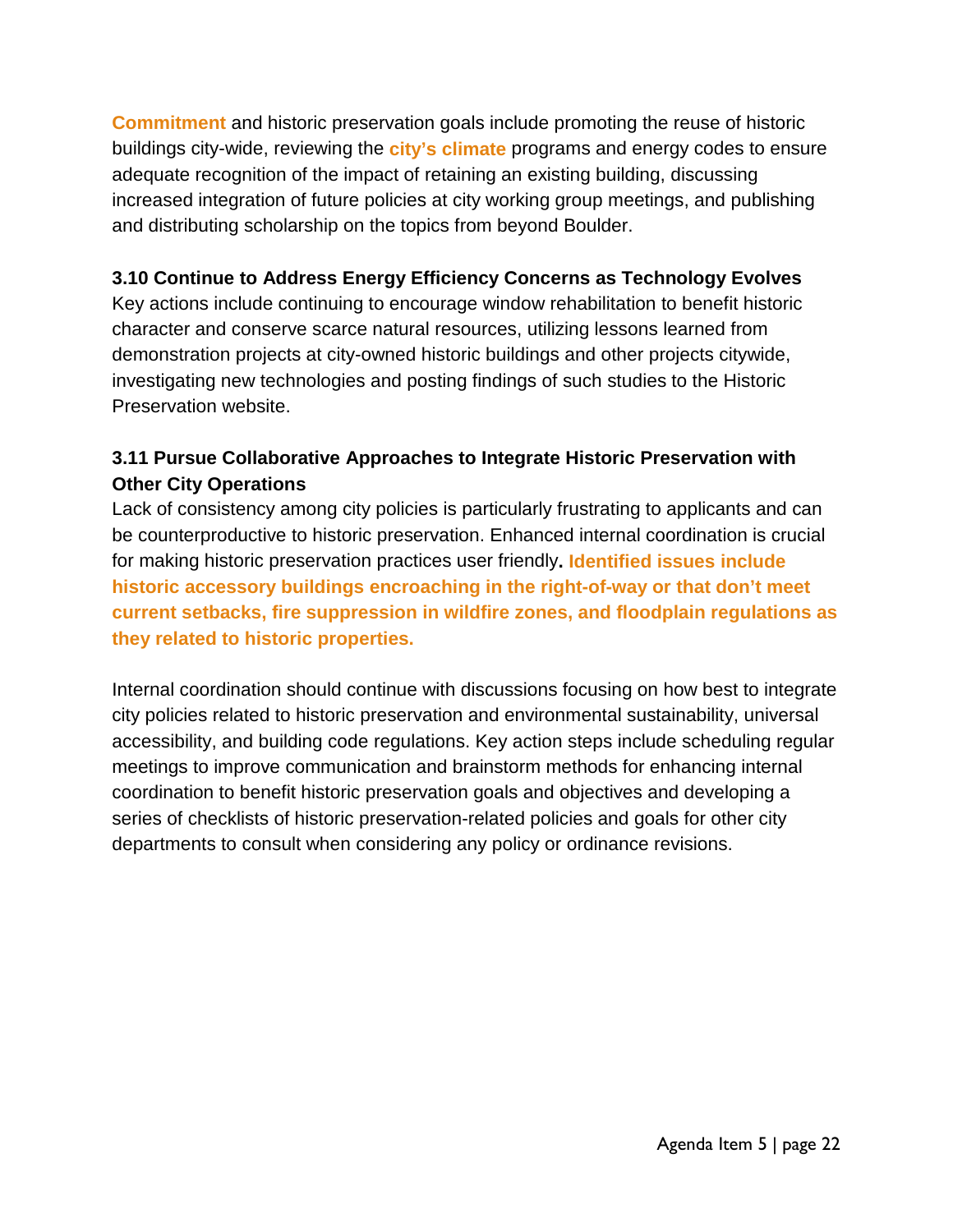**Commitment** and historic preservation goals include promoting the reuse of historic buildings city-wide, reviewing the **city's climate** programs and energy codes to ensure adequate recognition of the impact of retaining an existing building, discussing increased integration of future policies at city working group meetings, and publishing and distributing scholarship on the topics from beyond Boulder.

### 3.10 Continue to Address Energy Efficiency Concerns as Technology Evolves

Key actions include continuing to encourage window rehabilitation to benefit historic character and conserve scarce natural resources, utilizing lessons learned from demonstration projects at city-owned historic buildings and other projects citywide, investigating new technologies and posting findings of such studies to the Historic Preservation website.

### 3.11 Pursue Collaborative Approaches to Integrate Historic Preservation with Other City Operations

Lack of consistency among city policies is particularly frustrating to applicants and can be counterproductive to historic preservation. Enhanced internal coordination is crucial for making historic preservation practices user friendly**. Identified issues include historic accessory buildings encroaching in the right-of-way or that don't meet current setbacks, fire suppression in wildfire zones, and floodplain regulations as they related to historic properties.**

Internal coordination should continue with discussions focusing on how best to integrate city policies related to historic preservation and environmental sustainability, universal accessibility, and building code regulations. Key action steps include scheduling regular meetings to improve communication and brainstorm methods for enhancing internal coordination to benefit historic preservation goals and objectives and developing a series of checklists of historic preservation-related policies and goals for other city departments to consult when considering any policy or ordinance revisions.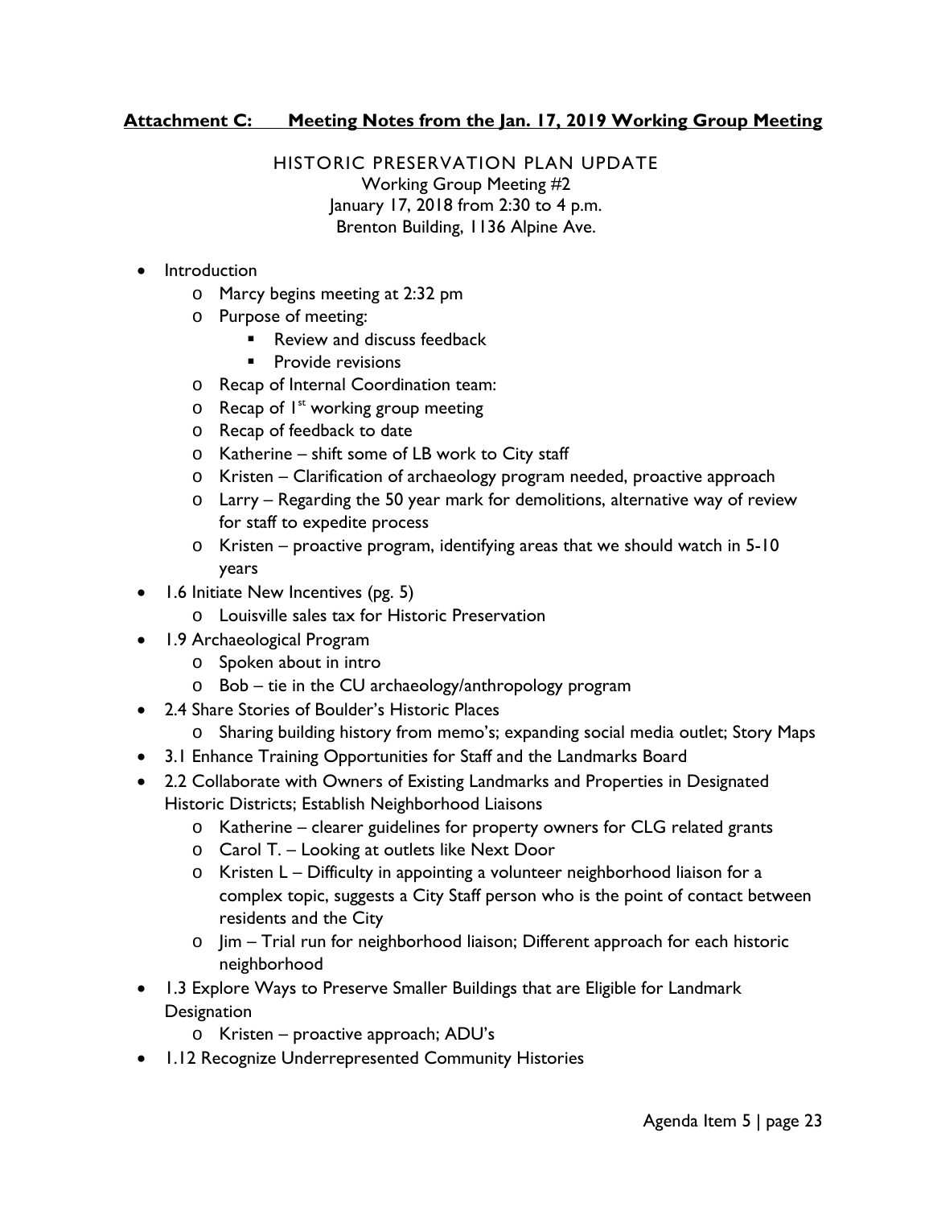**Attachment C: Meeting Notes from the Jan. 17, 2019 Working Group Meeting**

HISTORIC PRESERVATION PLAN UPDATE
Working Group Meeting #2
January 17, 2018 from 2:30 to 4 p.m.
Brenton Building, 1136 Alpine Ave.

- Introduction
  - Marcy begins meeting at 2:32 pm
  - Purpose of meeting:
    - Review and discuss feedback
    - Provide revisions
  - Recap of Internal Coordination team:
  - Recap of 1st working group meeting
  - Recap of feedback to date
  - Katherine – shift some of LB work to City staff
  - Kristen – Clarification of archaeology program needed, proactive approach
  - Larry – Regarding the 50 year mark for demolitions, alternative way of review for staff to expedite process
  - Kristen – proactive program, identifying areas that we should watch in 5-10 years
- 1.6 Initiate New Incentives (pg. 5)
  - Louisville sales tax for Historic Preservation
- 1.9 Archaeological Program
  - Spoken about in intro
  - Bob – tie in the CU archaeology/anthropology program
- 2.4 Share Stories of Boulder's Historic Places
  - Sharing building history from memo's; expanding social media outlet; Story Maps
- 3.1 Enhance Training Opportunities for Staff and the Landmarks Board
- 2.2 Collaborate with Owners of Existing Landmarks and Properties in Designated Historic Districts; Establish Neighborhood Liaisons
  - Katherine – clearer guidelines for property owners for CLG related grants
  - Carol T. – Looking at outlets like Next Door
  - Kristen L – Difficulty in appointing a volunteer neighborhood liaison for a complex topic, suggests a City Staff person who is the point of contact between residents and the City
  - Jim – Trial run for neighborhood liaison; Different approach for each historic neighborhood
- 1.3 Explore Ways to Preserve Smaller Buildings that are Eligible for Landmark Designation
  - Kristen – proactive approach; ADU's
- 1.12 Recognize Underrepresented Community Histories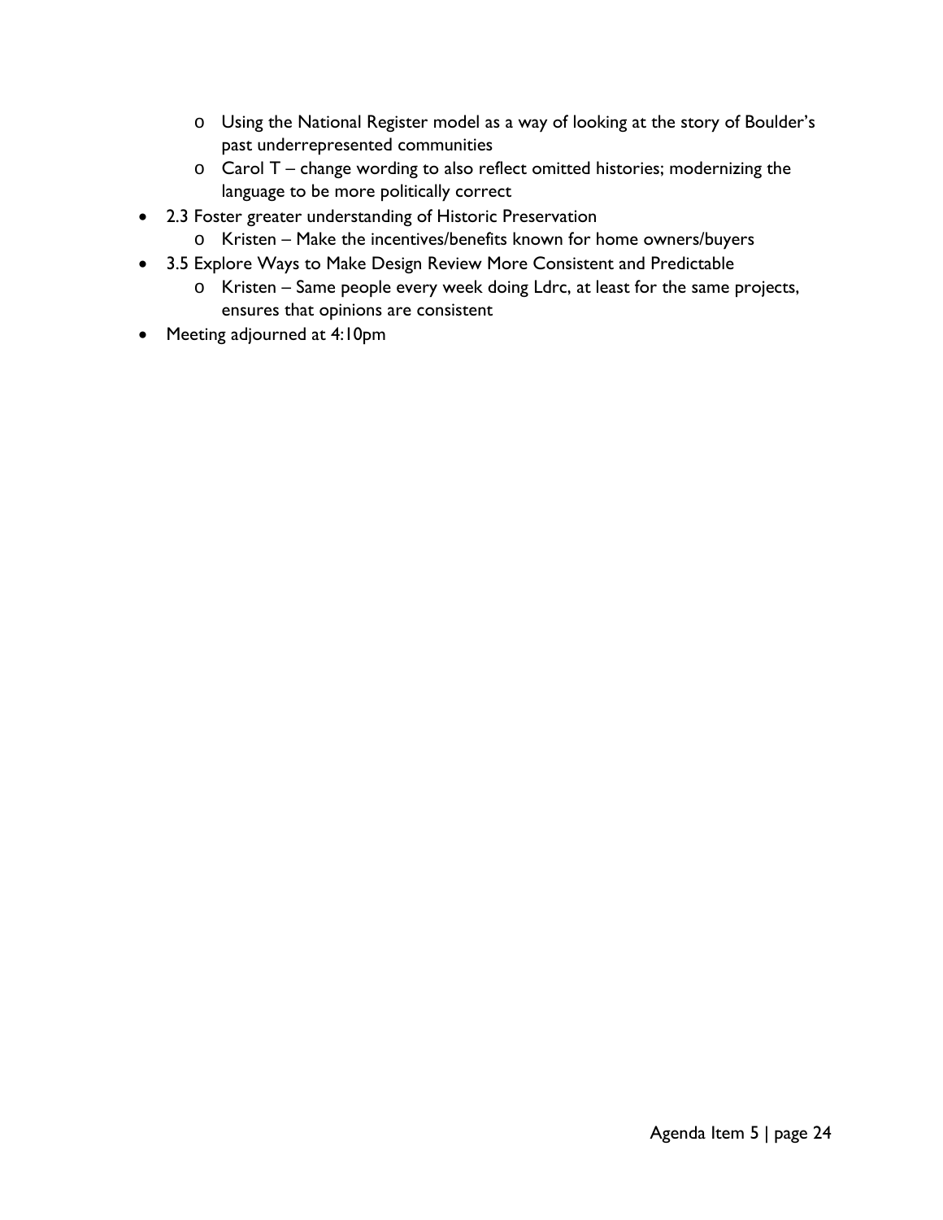- Using the National Register model as a way of looking at the story of Boulder's past underrepresented communities
  - Carol T – change wording to also reflect omitted histories; modernizing the language to be more politically correct
- 2.3 Foster greater understanding of Historic Preservation
  - Kristen – Make the incentives/benefits known for home owners/buyers
- 3.5 Explore Ways to Make Design Review More Consistent and Predictable
  - Kristen – Same people every week doing Ldrc, at least for the same projects, ensures that opinions are consistent
- Meeting adjourned at 4:10pm